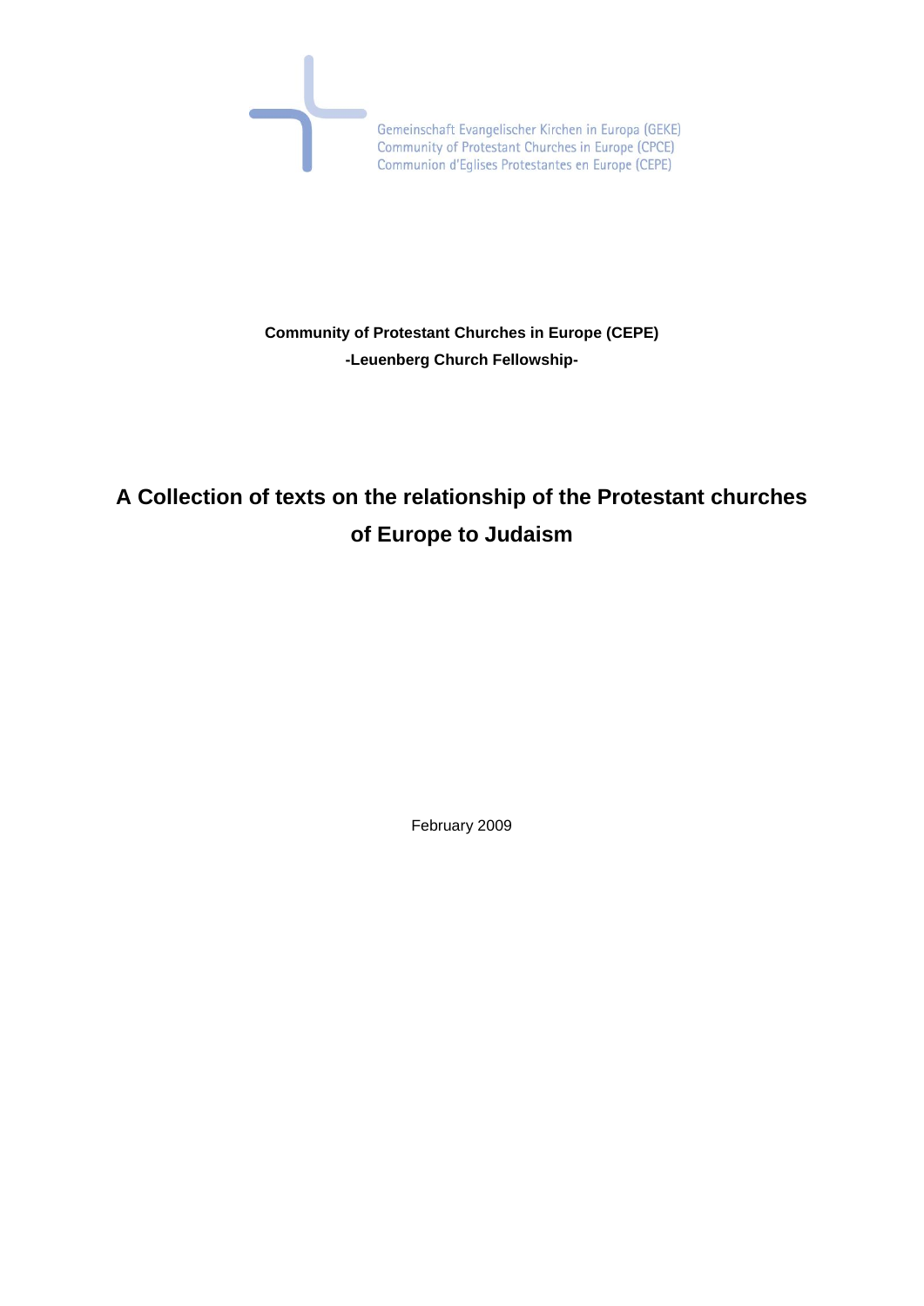Gemeinschaft Evangelischer Kirchen in Europa (GEKE)
Community of Protestant Churches in Europe (CPCE)
Communion d'Eglises Protestantes en Europe (CEPE)

**Community of Protestant Churches in Europe (CEPE)**
**-Leuenberg Church Fellowship-**

# A Collection of texts on the relationship of the Protestant churches of Europe to Judaism

February 2009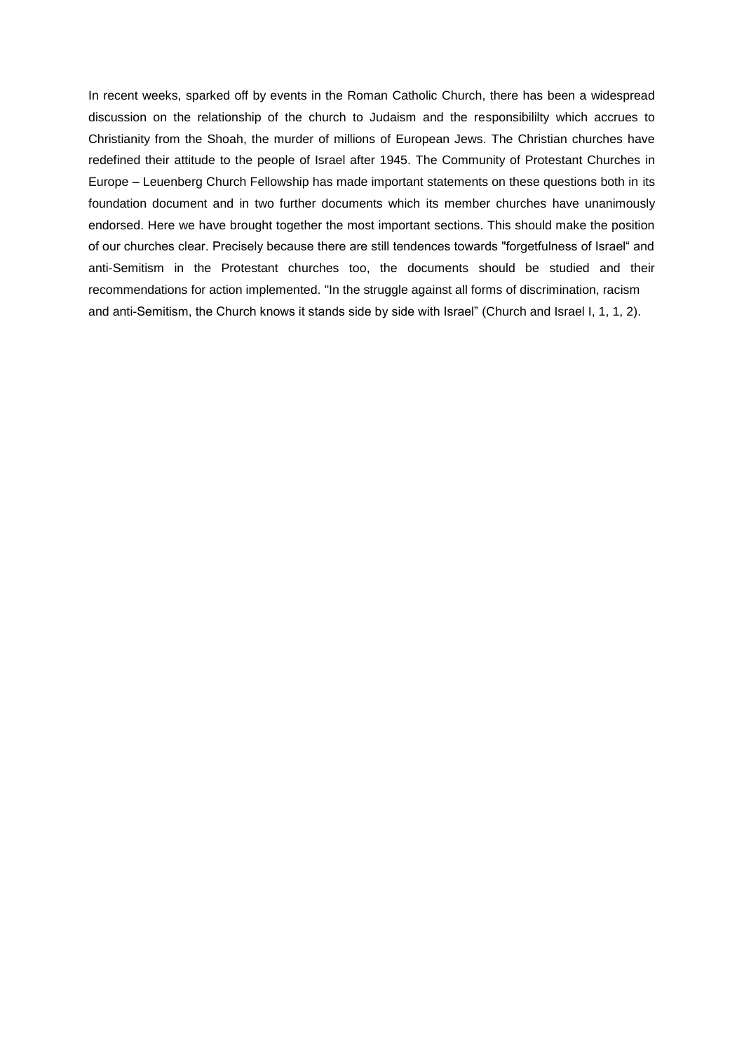In recent weeks, sparked off by events in the Roman Catholic Church, there has been a widespread discussion on the relationship of the church to Judaism and the responsibililty which accrues to Christianity from the Shoah, the murder of millions of European Jews. The Christian churches have redefined their attitude to the people of Israel after 1945. The Community of Protestant Churches in Europe – Leuenberg Church Fellowship has made important statements on these questions both in its foundation document and in two further documents which its member churches have unanimously endorsed. Here we have brought together the most important sections. This should make the position of our churches clear. Precisely because there are still tendences towards "forgetfulness of Israel" and anti-Semitism in the Protestant churches too, the documents should be studied and their recommendations for action implemented. "In the struggle against all forms of discrimination, racism and anti-Semitism, the Church knows it stands side by side with Israel" (Church and Israel I, 1, 1, 2).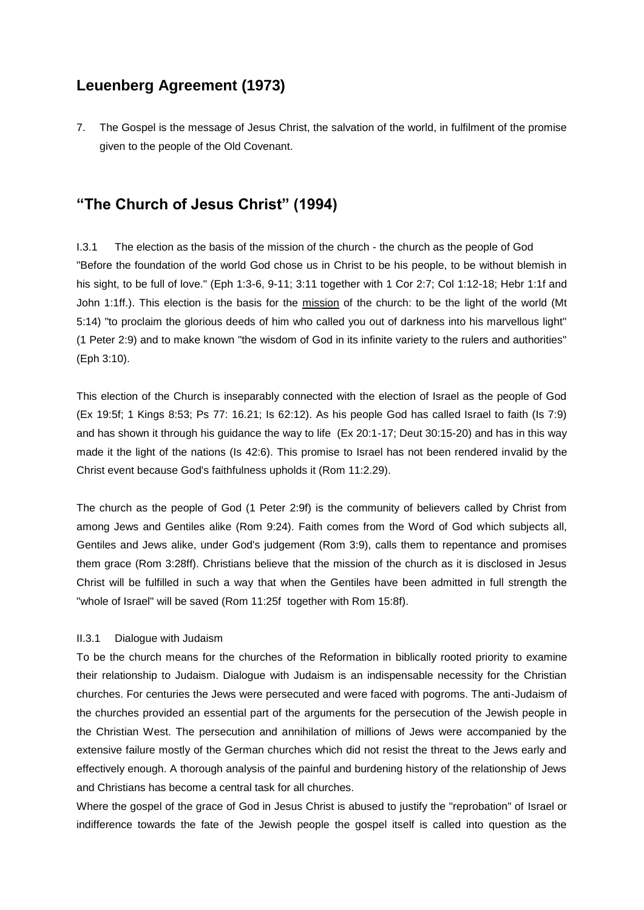## Leuenberg Agreement (1973)

7. The Gospel is the message of Jesus Christ, the salvation of the world, in fulfilment of the promise given to the people of the Old Covenant.

## "The Church of Jesus Christ" (1994)

I.3.1 The election as the basis of the mission of the church - the church as the people of God "Before the foundation of the world God chose us in Christ to be his people, to be without blemish in his sight, to be full of love." (Eph 1:3-6, 9-11; 3:11 together with 1 Cor 2:7; Col 1:12-18; Hebr 1:1f and John 1:1ff.). This election is the basis for the mission of the church: to be the light of the world (Mt 5:14) "to proclaim the glorious deeds of him who called you out of darkness into his marvellous light" (1 Peter 2:9) and to make known "the wisdom of God in its infinite variety to the rulers and authorities" (Eph 3:10).

This election of the Church is inseparably connected with the election of Israel as the people of God (Ex 19:5f; 1 Kings 8:53; Ps 77: 16.21; Is 62:12). As his people God has called Israel to faith (Is 7:9) and has shown it through his guidance the way to life (Ex 20:1-17; Deut 30:15-20) and has in this way made it the light of the nations (Is 42:6). This promise to Israel has not been rendered invalid by the Christ event because God's faithfulness upholds it (Rom 11:2.29).

The church as the people of God (1 Peter 2:9f) is the community of believers called by Christ from among Jews and Gentiles alike (Rom 9:24). Faith comes from the Word of God which subjects all, Gentiles and Jews alike, under God's judgement (Rom 3:9), calls them to repentance and promises them grace (Rom 3:28ff). Christians believe that the mission of the church as it is disclosed in Jesus Christ will be fulfilled in such a way that when the Gentiles have been admitted in full strength the "whole of Israel" will be saved (Rom 11:25f together with Rom 15:8f).

II.3.1 Dialogue with Judaism

To be the church means for the churches of the Reformation in biblically rooted priority to examine their relationship to Judaism. Dialogue with Judaism is an indispensable necessity for the Christian churches. For centuries the Jews were persecuted and were faced with pogroms. The anti-Judaism of the churches provided an essential part of the arguments for the persecution of the Jewish people in the Christian West. The persecution and annihilation of millions of Jews were accompanied by the extensive failure mostly of the German churches which did not resist the threat to the Jews early and effectively enough. A thorough analysis of the painful and burdening history of the relationship of Jews and Christians has become a central task for all churches.

Where the gospel of the grace of God in Jesus Christ is abused to justify the "reprobation" of Israel or indifference towards the fate of the Jewish people the gospel itself is called into question as the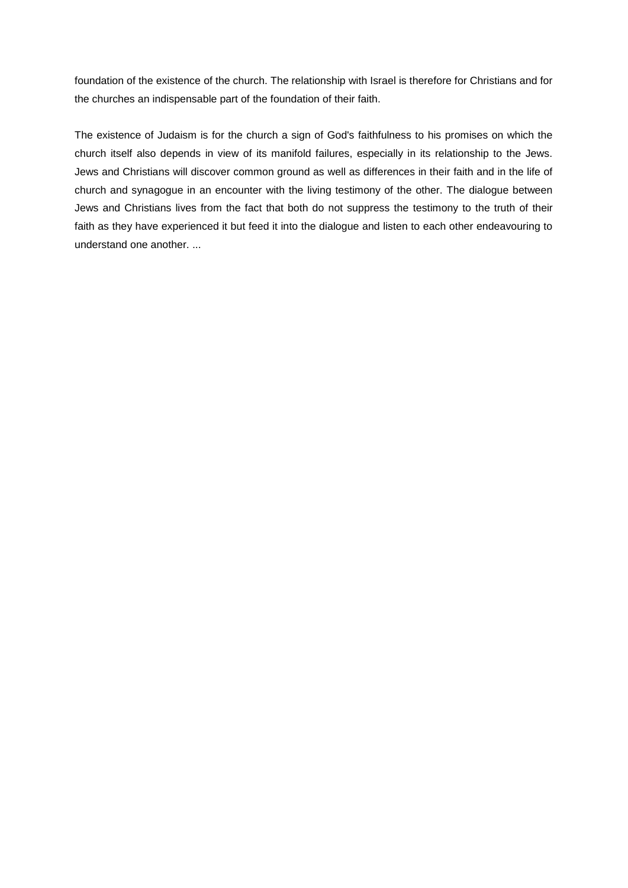foundation of the existence of the church. The relationship with Israel is therefore for Christians and for the churches an indispensable part of the foundation of their faith.

The existence of Judaism is for the church a sign of God's faithfulness to his promises on which the church itself also depends in view of its manifold failures, especially in its relationship to the Jews. Jews and Christians will discover common ground as well as differences in their faith and in the life of church and synagogue in an encounter with the living testimony of the other. The dialogue between Jews and Christians lives from the fact that both do not suppress the testimony to the truth of their faith as they have experienced it but feed it into the dialogue and listen to each other endeavouring to understand one another. ...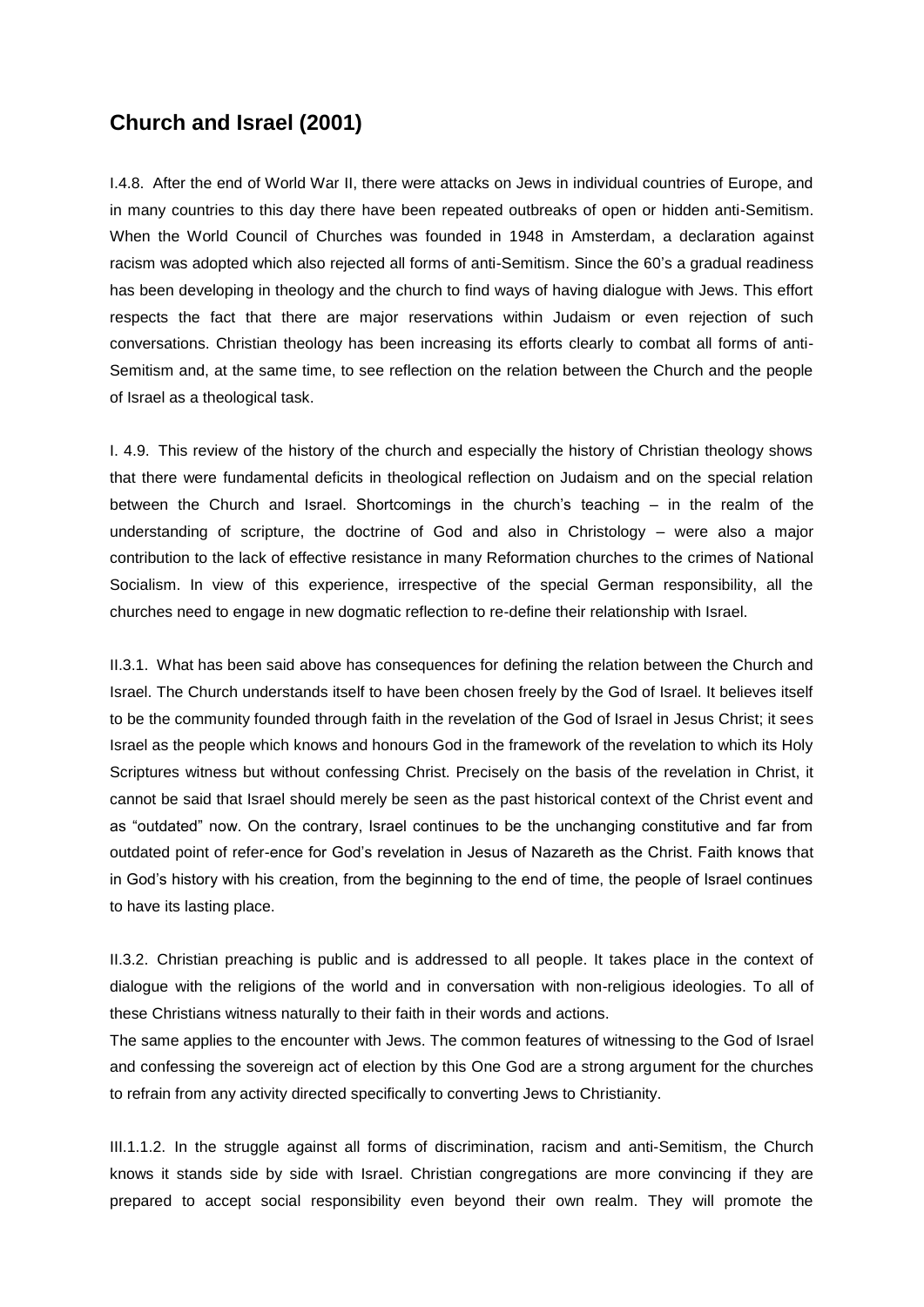## Church and Israel (2001)

I.4.8. After the end of World War II, there were attacks on Jews in individual countries of Europe, and in many countries to this day there have been repeated outbreaks of open or hidden anti-Semitism. When the World Council of Churches was founded in 1948 in Amsterdam, a declaration against racism was adopted which also rejected all forms of anti-Semitism. Since the 60's a gradual readiness has been developing in theology and the church to find ways of having dialogue with Jews. This effort respects the fact that there are major reservations within Judaism or even rejection of such conversations. Christian theology has been increasing its efforts clearly to combat all forms of anti-Semitism and, at the same time, to see reflection on the relation between the Church and the people of Israel as a theological task.

I. 4.9. This review of the history of the church and especially the history of Christian theology shows that there were fundamental deficits in theological reflection on Judaism and on the special relation between the Church and Israel. Shortcomings in the church's teaching – in the realm of the understanding of scripture, the doctrine of God and also in Christology – were also a major contribution to the lack of effective resistance in many Reformation churches to the crimes of National Socialism. In view of this experience, irrespective of the special German responsibility, all the churches need to engage in new dogmatic reflection to re-define their relationship with Israel.

II.3.1. What has been said above has consequences for defining the relation between the Church and Israel. The Church understands itself to have been chosen freely by the God of Israel. It believes itself to be the community founded through faith in the revelation of the God of Israel in Jesus Christ; it sees Israel as the people which knows and honours God in the framework of the revelation to which its Holy Scriptures witness but without confessing Christ. Precisely on the basis of the revelation in Christ, it cannot be said that Israel should merely be seen as the past historical context of the Christ event and as "outdated" now. On the contrary, Israel continues to be the unchanging constitutive and far from outdated point of refer-ence for God's revelation in Jesus of Nazareth as the Christ. Faith knows that in God's history with his creation, from the beginning to the end of time, the people of Israel continues to have its lasting place.

II.3.2. Christian preaching is public and is addressed to all people. It takes place in the context of dialogue with the religions of the world and in conversation with non-religious ideologies. To all of these Christians witness naturally to their faith in their words and actions.
The same applies to the encounter with Jews. The common features of witnessing to the God of Israel and confessing the sovereign act of election by this One God are a strong argument for the churches to refrain from any activity directed specifically to converting Jews to Christianity.

III.1.1.2. In the struggle against all forms of discrimination, racism and anti-Semitism, the Church knows it stands side by side with Israel. Christian congregations are more convincing if they are prepared to accept social responsibility even beyond their own realm. They will promote the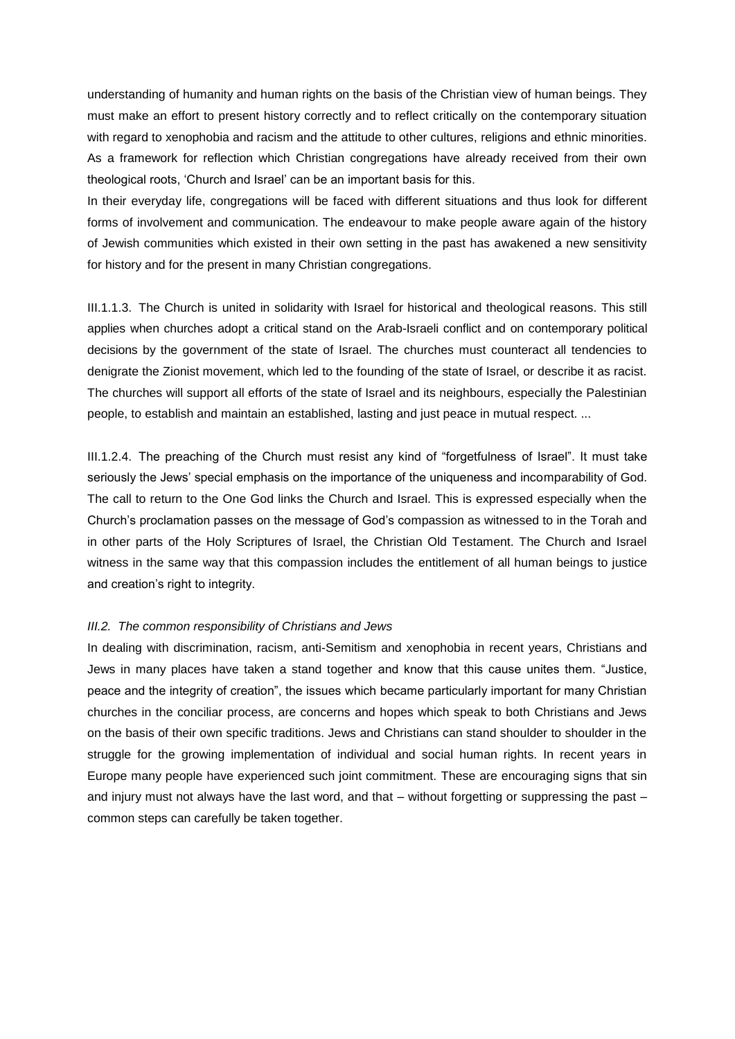understanding of humanity and human rights on the basis of the Christian view of human beings. They must make an effort to present history correctly and to reflect critically on the contemporary situation with regard to xenophobia and racism and the attitude to other cultures, religions and ethnic minorities. As a framework for reflection which Christian congregations have already received from their own theological roots, 'Church and Israel' can be an important basis for this.

In their everyday life, congregations will be faced with different situations and thus look for different forms of involvement and communication. The endeavour to make people aware again of the history of Jewish communities which existed in their own setting in the past has awakened a new sensitivity for history and for the present in many Christian congregations.

III.1.1.3. The Church is united in solidarity with Israel for historical and theological reasons. This still applies when churches adopt a critical stand on the Arab-Israeli conflict and on contemporary political decisions by the government of the state of Israel. The churches must counteract all tendencies to denigrate the Zionist movement, which led to the founding of the state of Israel, or describe it as racist. The churches will support all efforts of the state of Israel and its neighbours, especially the Palestinian people, to establish and maintain an established, lasting and just peace in mutual respect. ...

III.1.2.4. The preaching of the Church must resist any kind of "forgetfulness of Israel". It must take seriously the Jews' special emphasis on the importance of the uniqueness and incomparability of God. The call to return to the One God links the Church and Israel. This is expressed especially when the Church's proclamation passes on the message of God's compassion as witnessed to in the Torah and in other parts of the Holy Scriptures of Israel, the Christian Old Testament. The Church and Israel witness in the same way that this compassion includes the entitlement of all human beings to justice and creation's right to integrity.

*III.2. The common responsibility of Christians and Jews*

In dealing with discrimination, racism, anti-Semitism and xenophobia in recent years, Christians and Jews in many places have taken a stand together and know that this cause unites them. "Justice, peace and the integrity of creation", the issues which became particularly important for many Christian churches in the conciliar process, are concerns and hopes which speak to both Christians and Jews on the basis of their own specific traditions. Jews and Christians can stand shoulder to shoulder in the struggle for the growing implementation of individual and social human rights. In recent years in Europe many people have experienced such joint commitment. These are encouraging signs that sin and injury must not always have the last word, and that – without forgetting or suppressing the past – common steps can carefully be taken together.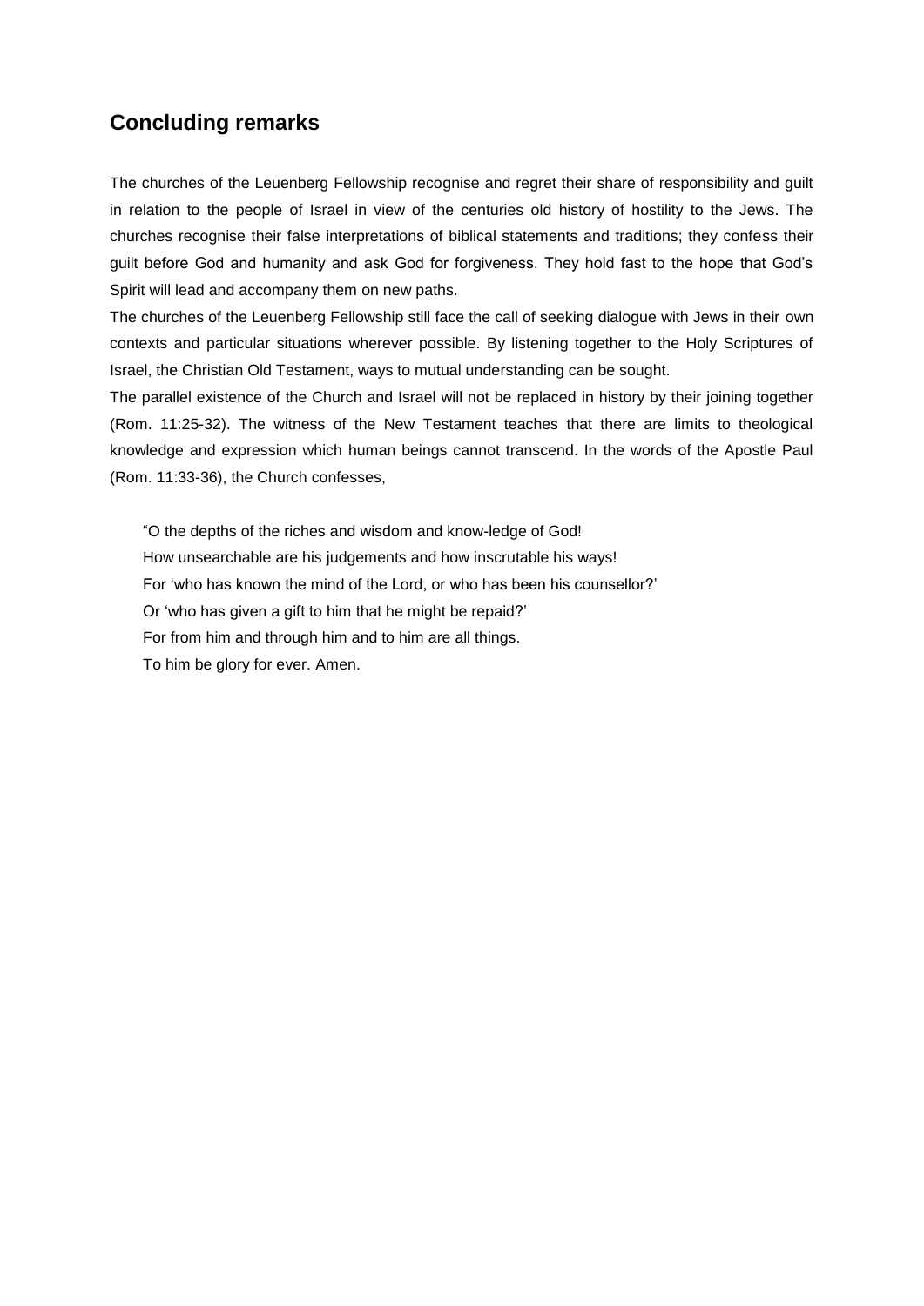## Concluding remarks

The churches of the Leuenberg Fellowship recognise and regret their share of responsibility and guilt in relation to the people of Israel in view of the centuries old history of hostility to the Jews. The churches recognise their false interpretations of biblical statements and traditions; they confess their guilt before God and humanity and ask God for forgiveness. They hold fast to the hope that God's Spirit will lead and accompany them on new paths.

The churches of the Leuenberg Fellowship still face the call of seeking dialogue with Jews in their own contexts and particular situations wherever possible. By listening together to the Holy Scriptures of Israel, the Christian Old Testament, ways to mutual understanding can be sought.

The parallel existence of the Church and Israel will not be replaced in history by their joining together (Rom. 11:25-32). The witness of the New Testament teaches that there are limits to theological knowledge and expression which human beings cannot transcend. In the words of the Apostle Paul (Rom. 11:33-36), the Church confesses,

> "O the depths of the riches and wisdom and know-ledge of God!
> How unsearchable are his judgements and how inscrutable his ways!
> For 'who has known the mind of the Lord, or who has been his counsellor?'
> Or 'who has given a gift to him that he might be repaid?'
> For from him and through him and to him are all things.
> To him be glory for ever. Amen.